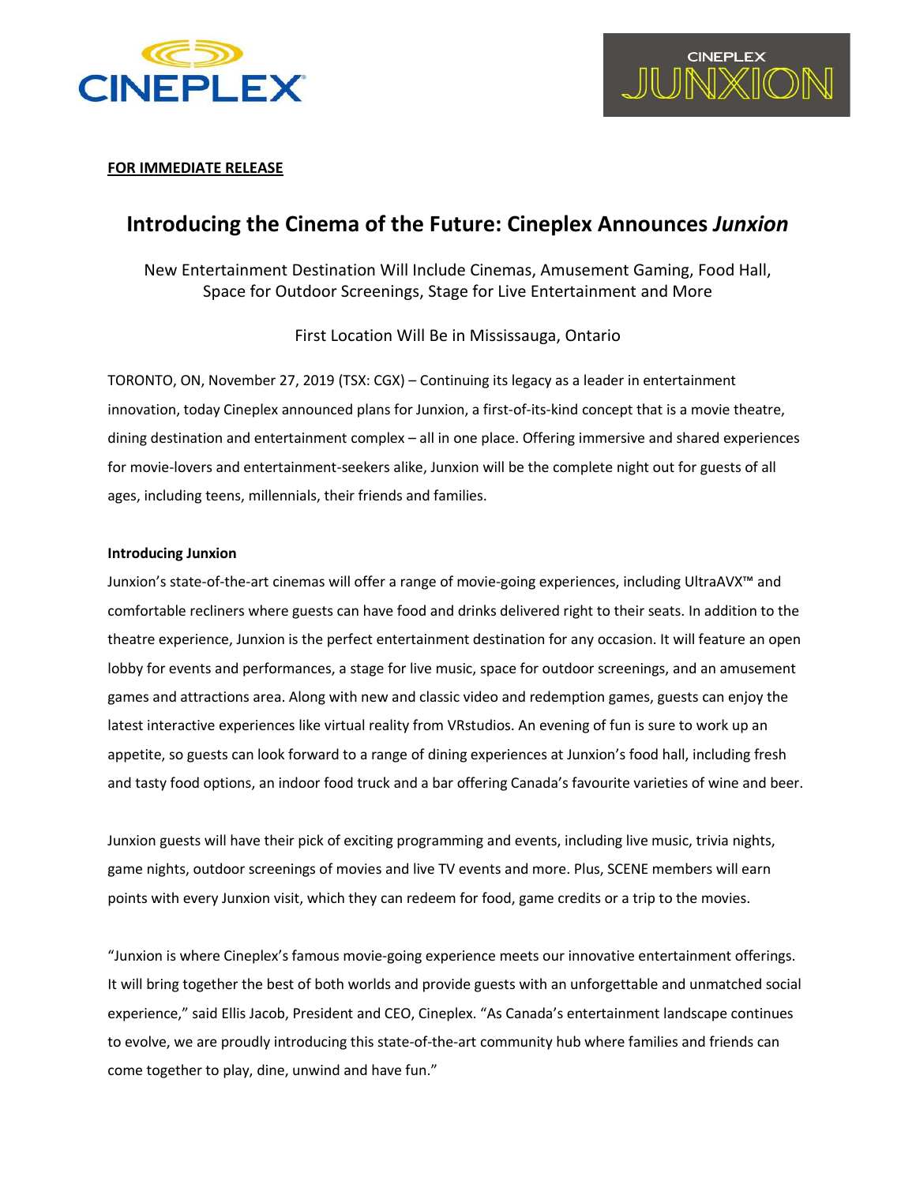**FOR IMMEDIATE RELEASE**

# Introducing the Cinema of the Future: Cineplex Announces *Junxion*

New Entertainment Destination Will Include Cinemas, Amusement Gaming, Food Hall, Space for Outdoor Screenings, Stage for Live Entertainment and More

First Location Will Be in Mississauga, Ontario

TORONTO, ON, November 27, 2019 (TSX: CGX) – Continuing its legacy as a leader in entertainment innovation, today Cineplex announced plans for Junxion, a first-of-its-kind concept that is a movie theatre, dining destination and entertainment complex – all in one place. Offering immersive and shared experiences for movie-lovers and entertainment-seekers alike, Junxion will be the complete night out for guests of all ages, including teens, millennials, their friends and families.

**Introducing Junxion**

Junxion's state-of-the-art cinemas will offer a range of movie-going experiences, including UltraAVX™ and comfortable recliners where guests can have food and drinks delivered right to their seats. In addition to the theatre experience, Junxion is the perfect entertainment destination for any occasion. It will feature an open lobby for events and performances, a stage for live music, space for outdoor screenings, and an amusement games and attractions area. Along with new and classic video and redemption games, guests can enjoy the latest interactive experiences like virtual reality from VRstudios. An evening of fun is sure to work up an appetite, so guests can look forward to a range of dining experiences at Junxion's food hall, including fresh and tasty food options, an indoor food truck and a bar offering Canada's favourite varieties of wine and beer.

Junxion guests will have their pick of exciting programming and events, including live music, trivia nights, game nights, outdoor screenings of movies and live TV events and more. Plus, SCENE members will earn points with every Junxion visit, which they can redeem for food, game credits or a trip to the movies.

"Junxion is where Cineplex's famous movie-going experience meets our innovative entertainment offerings. It will bring together the best of both worlds and provide guests with an unforgettable and unmatched social experience," said Ellis Jacob, President and CEO, Cineplex. "As Canada's entertainment landscape continues to evolve, we are proudly introducing this state-of-the-art community hub where families and friends can come together to play, dine, unwind and have fun."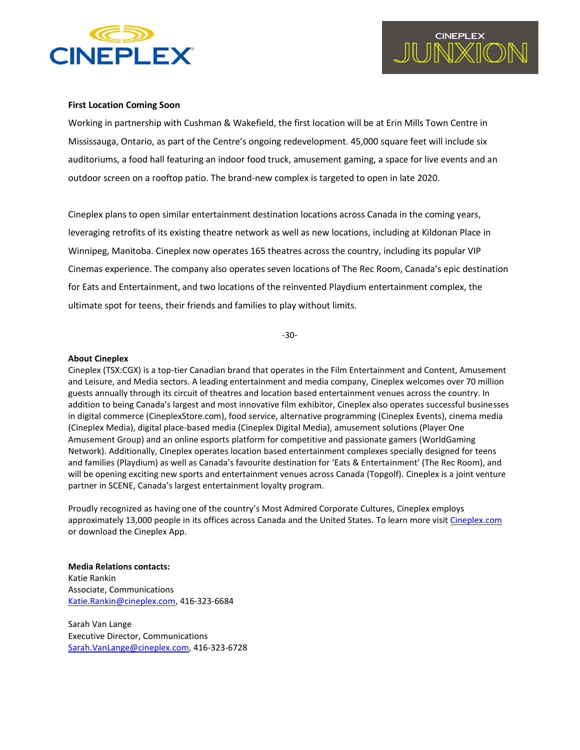**First Location Coming Soon**

Working in partnership with Cushman & Wakefield, the first location will be at Erin Mills Town Centre in Mississauga, Ontario, as part of the Centre's ongoing redevelopment. 45,000 square feet will include six auditoriums, a food hall featuring an indoor food truck, amusement gaming, a space for live events and an outdoor screen on a rooftop patio. The brand-new complex is targeted to open in late 2020.

Cineplex plans to open similar entertainment destination locations across Canada in the coming years, leveraging retrofits of its existing theatre network as well as new locations, including at Kildonan Place in Winnipeg, Manitoba. Cineplex now operates 165 theatres across the country, including its popular VIP Cinemas experience. The company also operates seven locations of The Rec Room, Canada's epic destination for Eats and Entertainment, and two locations of the reinvented Playdium entertainment complex, the ultimate spot for teens, their friends and families to play without limits.

-30-

**About Cineplex**

Cineplex (TSX:CGX) is a top-tier Canadian brand that operates in the Film Entertainment and Content, Amusement and Leisure, and Media sectors. A leading entertainment and media company, Cineplex welcomes over 70 million guests annually through its circuit of theatres and location based entertainment venues across the country. In addition to being Canada's largest and most innovative film exhibitor, Cineplex also operates successful businesses in digital commerce (CineplexStore.com), food service, alternative programming (Cineplex Events), cinema media (Cineplex Media), digital place-based media (Cineplex Digital Media), amusement solutions (Player One Amusement Group) and an online esports platform for competitive and passionate gamers (WorldGaming Network). Additionally, Cineplex operates location based entertainment complexes specially designed for teens and families (Playdium) as well as Canada's favourite destination for 'Eats & Entertainment' (The Rec Room), and will be opening exciting new sports and entertainment venues across Canada (Topgolf). Cineplex is a joint venture partner in SCENE, Canada's largest entertainment loyalty program.

Proudly recognized as having one of the country's Most Admired Corporate Cultures, Cineplex employs approximately 13,000 people in its offices across Canada and the United States. To learn more visit Cineplex.com or download the Cineplex App.

**Media Relations contacts:**

Katie Rankin
Associate, Communications
Katie.Rankin@cineplex.com, 416-323-6684

Sarah Van Lange
Executive Director, Communications
Sarah.VanLange@cineplex.com, 416-323-6728